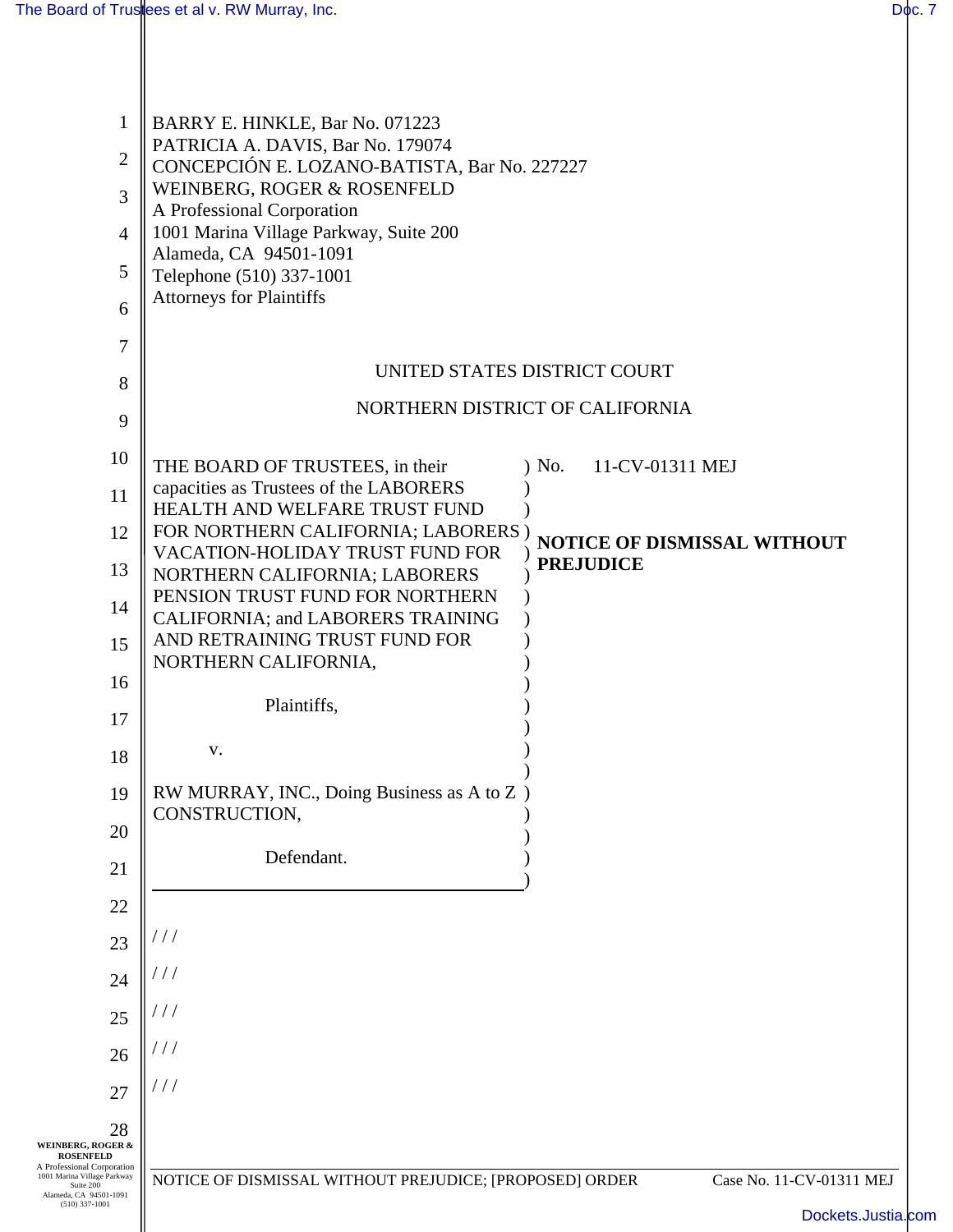BARRY E. HINKLE, Bar No. 071223
PATRICIA A. DAVIS, Bar No. 179074
CONCEPCIÓN E. LOZANO-BATISTA, Bar No. 227227
WEINBERG, ROGER & ROSENFELD
A Professional Corporation
1001 Marina Village Parkway, Suite 200
Alameda, CA 94501-1091
Telephone (510) 337-1001
Attorneys for Plaintiffs

UNITED STATES DISTRICT COURT

NORTHERN DISTRICT OF CALIFORNIA

THE BOARD OF TRUSTEES, in their capacities as Trustees of the LABORERS HEALTH AND WELFARE TRUST FUND FOR NORTHERN CALIFORNIA; LABORERS VACATION-HOLIDAY TRUST FUND FOR NORTHERN CALIFORNIA; LABORERS PENSION TRUST FUND FOR NORTHERN CALIFORNIA; and LABORERS TRAINING AND RETRAINING TRUST FUND FOR NORTHERN CALIFORNIA,

Plaintiffs,

v.

RW MURRAY, INC., Doing Business as A to Z CONSTRUCTION,

Defendant.

No. 11-CV-01311 MEJ

**NOTICE OF DISMISSAL WITHOUT PREJUDICE**

/ / /

/ / /

/ / /

/ / /

/ / /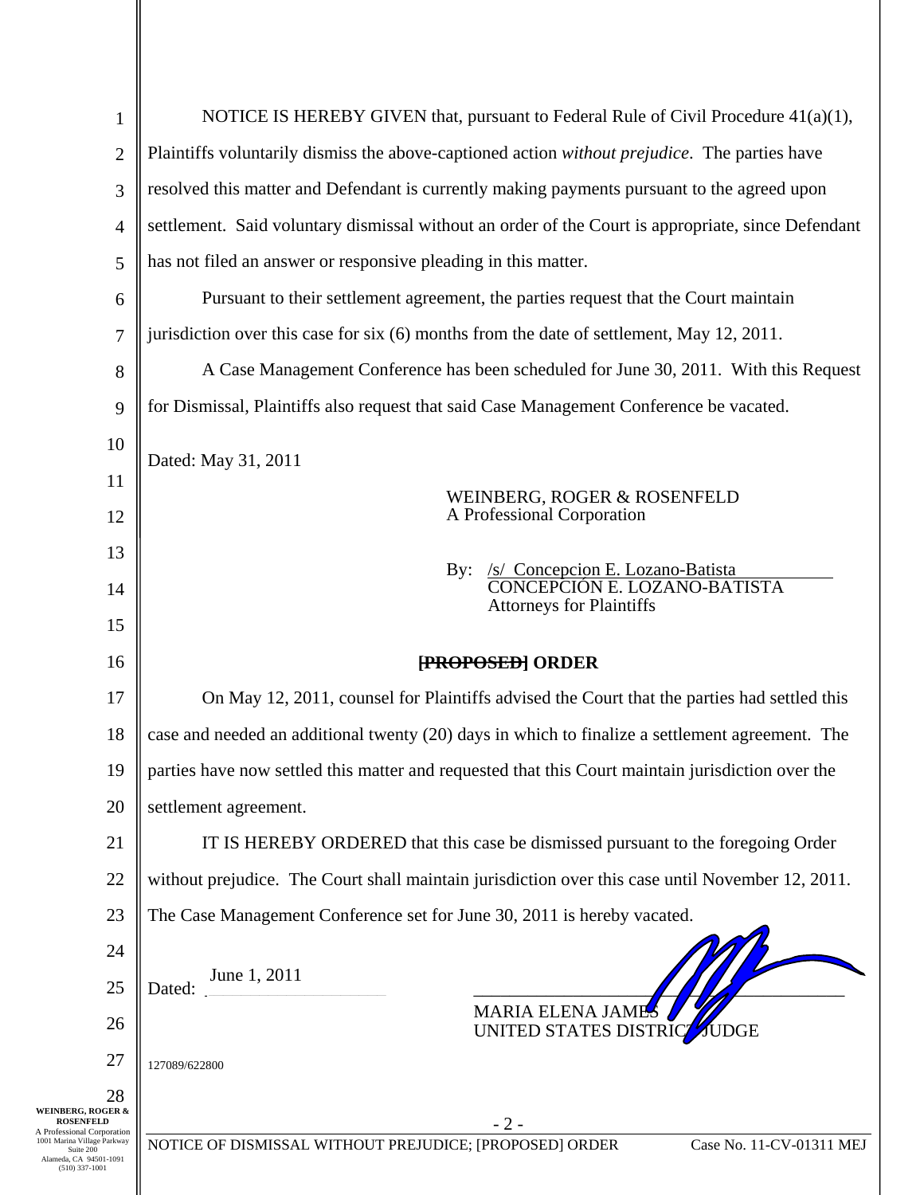NOTICE IS HEREBY GIVEN that, pursuant to Federal Rule of Civil Procedure 41(a)(1), Plaintiffs voluntarily dismiss the above-captioned action *without prejudice*. The parties have resolved this matter and Defendant is currently making payments pursuant to the agreed upon settlement. Said voluntary dismissal without an order of the Court is appropriate, since Defendant has not filed an answer or responsive pleading in this matter.

Pursuant to their settlement agreement, the parties request that the Court maintain jurisdiction over this case for six (6) months from the date of settlement, May 12, 2011.

A Case Management Conference has been scheduled for June 30, 2011. With this Request for Dismissal, Plaintiffs also request that said Case Management Conference be vacated.

Dated: May 31, 2011

WEINBERG, ROGER & ROSENFELD
A Professional Corporation

By: /s/ Concepcion E. Lozano-Batista
CONCEPCIÓN E. LOZANO-BATISTA
Attorneys for Plaintiffs

## ~~[PROPOSED]~~ ORDER

On May 12, 2011, counsel for Plaintiffs advised the Court that the parties had settled this case and needed an additional twenty (20) days in which to finalize a settlement agreement. The parties have now settled this matter and requested that this Court maintain jurisdiction over the settlement agreement.

IT IS HEREBY ORDERED that this case be dismissed pursuant to the foregoing Order without prejudice. The Court shall maintain jurisdiction over this case until November 12, 2011. The Case Management Conference set for June 30, 2011 is hereby vacated.

Dated: June 1, 2011

MARIA ELENA JAMES
UNITED STATES DISTRICT JUDGE

127089/622800

NOTICE OF DISMISSAL WITHOUT PREJUDICE; [PROPOSED] ORDER    Case No. 11-CV-01311 MEJ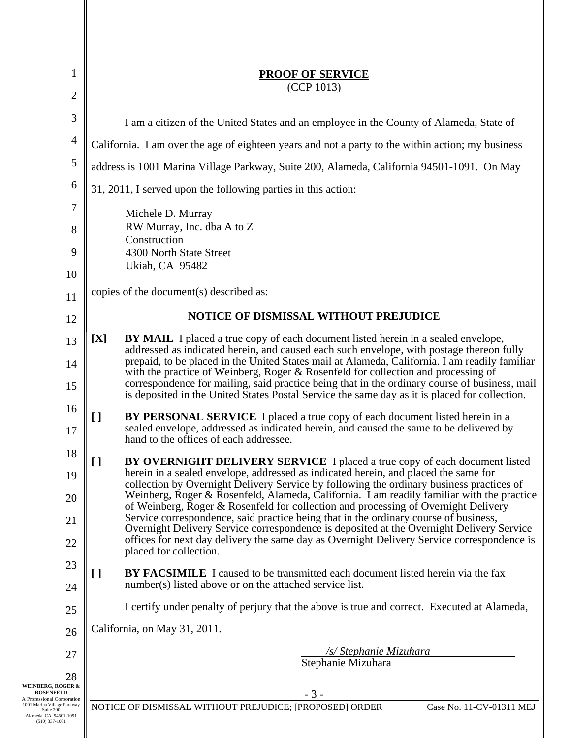**PROOF OF SERVICE**
(CCP 1013)

I am a citizen of the United States and an employee in the County of Alameda, State of California. I am over the age of eighteen years and not a party to the within action; my business address is 1001 Marina Village Parkway, Suite 200, Alameda, California 94501-1091. On May 31, 2011, I served upon the following parties in this action:

Michele D. Murray
RW Murray, Inc. dba A to Z Construction
4300 North State Street
Ukiah, CA 95482

copies of the document(s) described as:

**NOTICE OF DISMISSAL WITHOUT PREJUDICE**

**[X]** **BY MAIL** I placed a true copy of each document listed herein in a sealed envelope, addressed as indicated herein, and caused each such envelope, with postage thereon fully prepaid, to be placed in the United States mail at Alameda, California. I am readily familiar with the practice of Weinberg, Roger & Rosenfeld for collection and processing of correspondence for mailing, said practice being that in the ordinary course of business, mail is deposited in the United States Postal Service the same day as it is placed for collection.

**[ ]** **BY PERSONAL SERVICE** I placed a true copy of each document listed herein in a sealed envelope, addressed as indicated herein, and caused the same to be delivered by hand to the offices of each addressee.

**[ ]** **BY OVERNIGHT DELIVERY SERVICE** I placed a true copy of each document listed herein in a sealed envelope, addressed as indicated herein, and placed the same for collection by Overnight Delivery Service by following the ordinary business practices of Weinberg, Roger & Rosenfeld, Alameda, California. I am readily familiar with the practice of Weinberg, Roger & Rosenfeld for collection and processing of Overnight Delivery Service correspondence, said practice being that in the ordinary course of business, Overnight Delivery Service correspondence is deposited at the Overnight Delivery Service offices for next day delivery the same day as Overnight Delivery Service correspondence is placed for collection.

**[ ]** **BY FACSIMILE** I caused to be transmitted each document listed herein via the fax number(s) listed above or on the attached service list.

I certify under penalty of perjury that the above is true and correct. Executed at Alameda, California, on May 31, 2011.

*/s/ Stephanie Mizuhara*
Stephanie Mizuhara

NOTICE OF DISMISSAL WITHOUT PREJUDICE; [PROPOSED] ORDER Case No. 11-CV-01311 MEJ